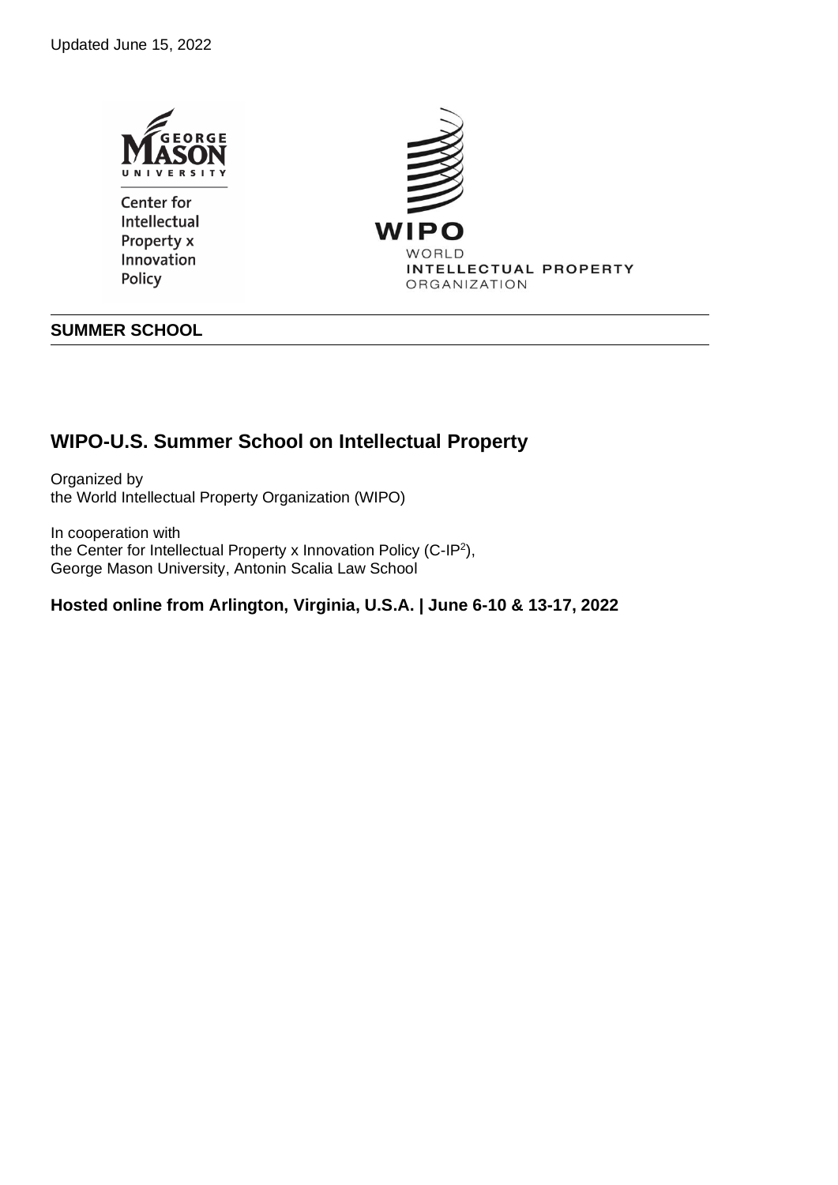Updated June 15, 2022

**SUMMER SCHOOL**

## WIPO-U.S. Summer School on Intellectual Property

Organized by
the World Intellectual Property Organization (WIPO)

In cooperation with
the Center for Intellectual Property x Innovation Policy (C-IP$^2$),
George Mason University, Antonin Scalia Law School

**Hosted online from Arlington, Virginia, U.S.A. | June 6-10 & 13-17, 2022**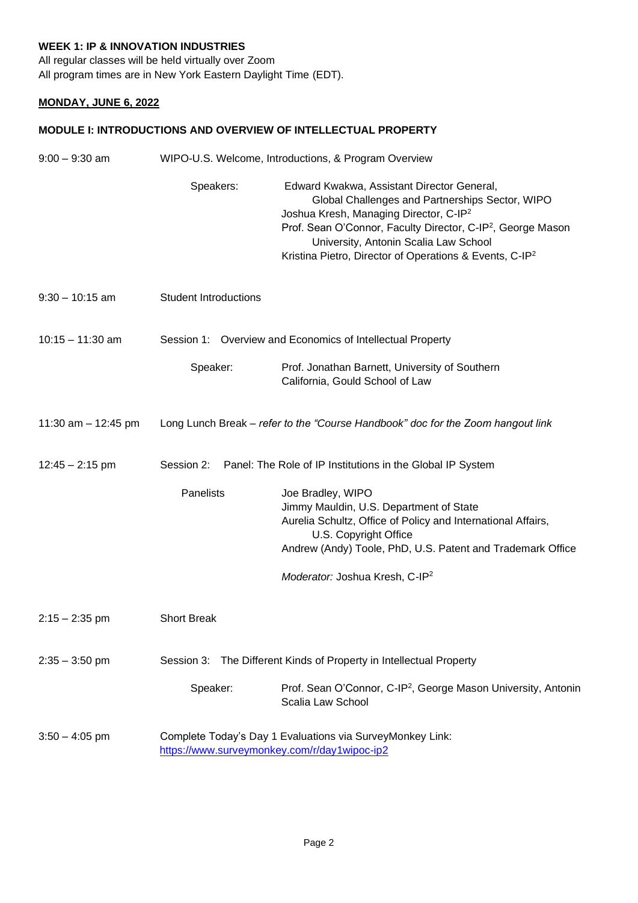**WEEK 1: IP & INNOVATION INDUSTRIES**

All regular classes will be held virtually over Zoom

All program times are in New York Eastern Daylight Time (EDT).

**MONDAY, JUNE 6, 2022**

**MODULE I: INTRODUCTIONS AND OVERVIEW OF INTELLECTUAL PROPERTY**

9:00 – 9:30 am — WIPO-U.S. Welcome, Introductions, & Program Overview

Speakers:
- Edward Kwakwa, Assistant Director General, Global Challenges and Partnerships Sector, WIPO
- Joshua Kresh, Managing Director, C-IP[2]
- Prof. Sean O'Connor, Faculty Director, C-IP[2], George Mason University, Antonin Scalia Law School
- Kristina Pietro, Director of Operations & Events, C-IP[2]

9:30 – 10:15 am — Student Introductions

10:15 – 11:30 am — Session 1: Overview and Economics of Intellectual Property

Speaker: Prof. Jonathan Barnett, University of Southern California, Gould School of Law

11:30 am – 12:45 pm — Long Lunch Break – *refer to the "Course Handbook" doc for the Zoom hangout link*

12:45 – 2:15 pm — Session 2: Panel: The Role of IP Institutions in the Global IP System

Panelists
- Joe Bradley, WIPO
- Jimmy Mauldin, U.S. Department of State
- Aurelia Schultz, Office of Policy and International Affairs, U.S. Copyright Office
- Andrew (Andy) Toole, PhD, U.S. Patent and Trademark Office

*Moderator:* Joshua Kresh, C-IP[2]

2:15 – 2:35 pm — Short Break

2:35 – 3:50 pm — Session 3: The Different Kinds of Property in Intellectual Property

Speaker: Prof. Sean O'Connor, C-IP[2], George Mason University, Antonin Scalia Law School

3:50 – 4:05 pm — Complete Today's Day 1 Evaluations via SurveyMonkey Link: https://www.surveymonkey.com/r/day1wipoc-ip2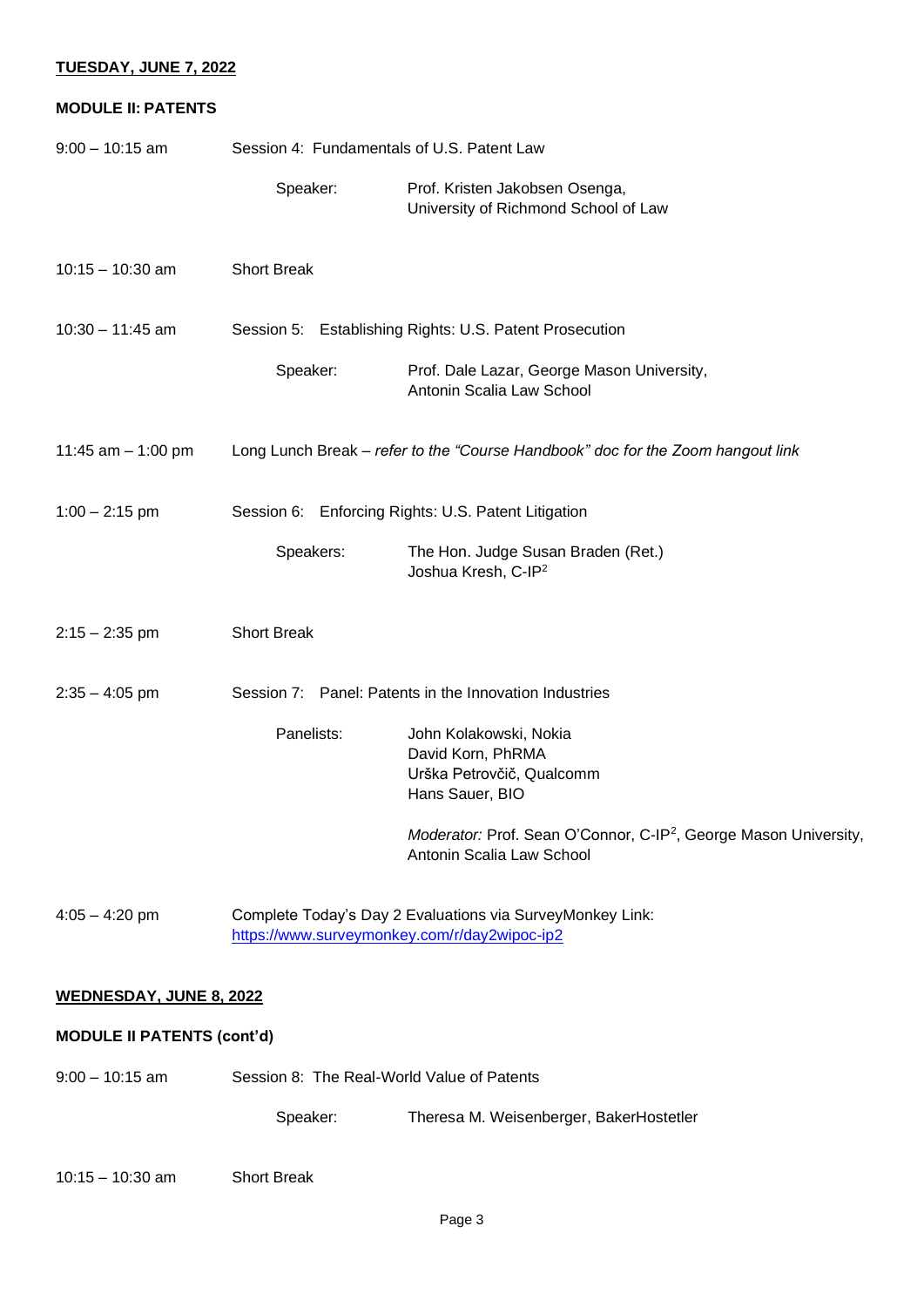**TUESDAY, JUNE 7, 2022**

**MODULE II: PATENTS**

| | | |
|---|---|---|
| 9:00 – 10:15 am | Session 4: Fundamentals of U.S. Patent Law | |
| | Speaker: | Prof. Kristen Jakobsen Osenga, University of Richmond School of Law |
| 10:15 – 10:30 am | Short Break | |
| 10:30 – 11:45 am | Session 5: Establishing Rights: U.S. Patent Prosecution | |
| | Speaker: | Prof. Dale Lazar, George Mason University, Antonin Scalia Law School |
| 11:45 am – 1:00 pm | Long Lunch Break – *refer to the "Course Handbook" doc for the Zoom hangout link* | |
| 1:00 – 2:15 pm | Session 6: Enforcing Rights: U.S. Patent Litigation | |
| | Speakers: | The Hon. Judge Susan Braden (Ret.)<br>Joshua Kresh, C-IP[2] |
| 2:15 – 2:35 pm | Short Break | |
| 2:35 – 4:05 pm | Session 7: Panel: Patents in the Innovation Industries | |
| | Panelists: | John Kolakowski, Nokia<br>David Korn, PhRMA<br>Urška Petrovčič, Qualcomm<br>Hans Sauer, BIO |
| | | *Moderator:* Prof. Sean O'Connor, C-IP[2], George Mason University, Antonin Scalia Law School |
| 4:05 – 4:20 pm | Complete Today's Day 2 Evaluations via SurveyMonkey Link: https://www.surveymonkey.com/r/day2wipoc-ip2 | |

**WEDNESDAY, JUNE 8, 2022**

**MODULE II PATENTS (cont'd)**

| | | |
|---|---|---|
| 9:00 – 10:15 am | Session 8: The Real-World Value of Patents | |
| | Speaker: | Theresa M. Weisenberger, BakerHostetler |
| 10:15 – 10:30 am | Short Break | |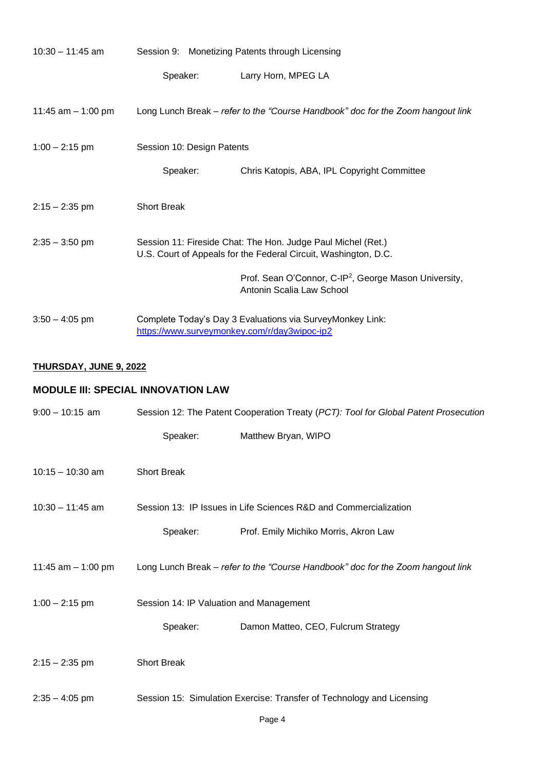10:30 – 11:45 am Session 9: Monetizing Patents through Licensing

Speaker: Larry Horn, MPEG LA

11:45 am – 1:00 pm Long Lunch Break – *refer to the "Course Handbook" doc for the Zoom hangout link*

1:00 – 2:15 pm Session 10: Design Patents

Speaker: Chris Katopis, ABA, IPL Copyright Committee

2:15 – 2:35 pm Short Break

2:35 – 3:50 pm Session 11: Fireside Chat: The Hon. Judge Paul Michel (Ret.)
U.S. Court of Appeals for the Federal Circuit, Washington, D.C.

Prof. Sean O'Connor, C-IP$^2$, George Mason University, Antonin Scalia Law School

3:50 – 4:05 pm Complete Today's Day 3 Evaluations via SurveyMonkey Link:
https://www.surveymonkey.com/r/day3wipoc-ip2

**THURSDAY, JUNE 9, 2022**

## MODULE III: SPECIAL INNOVATION LAW

9:00 – 10:15 am Session 12: The Patent Cooperation Treaty (*PCT): Tool for Global Patent Prosecution*

Speaker: Matthew Bryan, WIPO

10:15 – 10:30 am Short Break

10:30 – 11:45 am Session 13: IP Issues in Life Sciences R&D and Commercialization

Speaker: Prof. Emily Michiko Morris, Akron Law

11:45 am – 1:00 pm Long Lunch Break – *refer to the "Course Handbook" doc for the Zoom hangout link*

1:00 – 2:15 pm Session 14: IP Valuation and Management

Speaker: Damon Matteo, CEO, Fulcrum Strategy

2:15 – 2:35 pm Short Break

2:35 – 4:05 pm Session 15: Simulation Exercise: Transfer of Technology and Licensing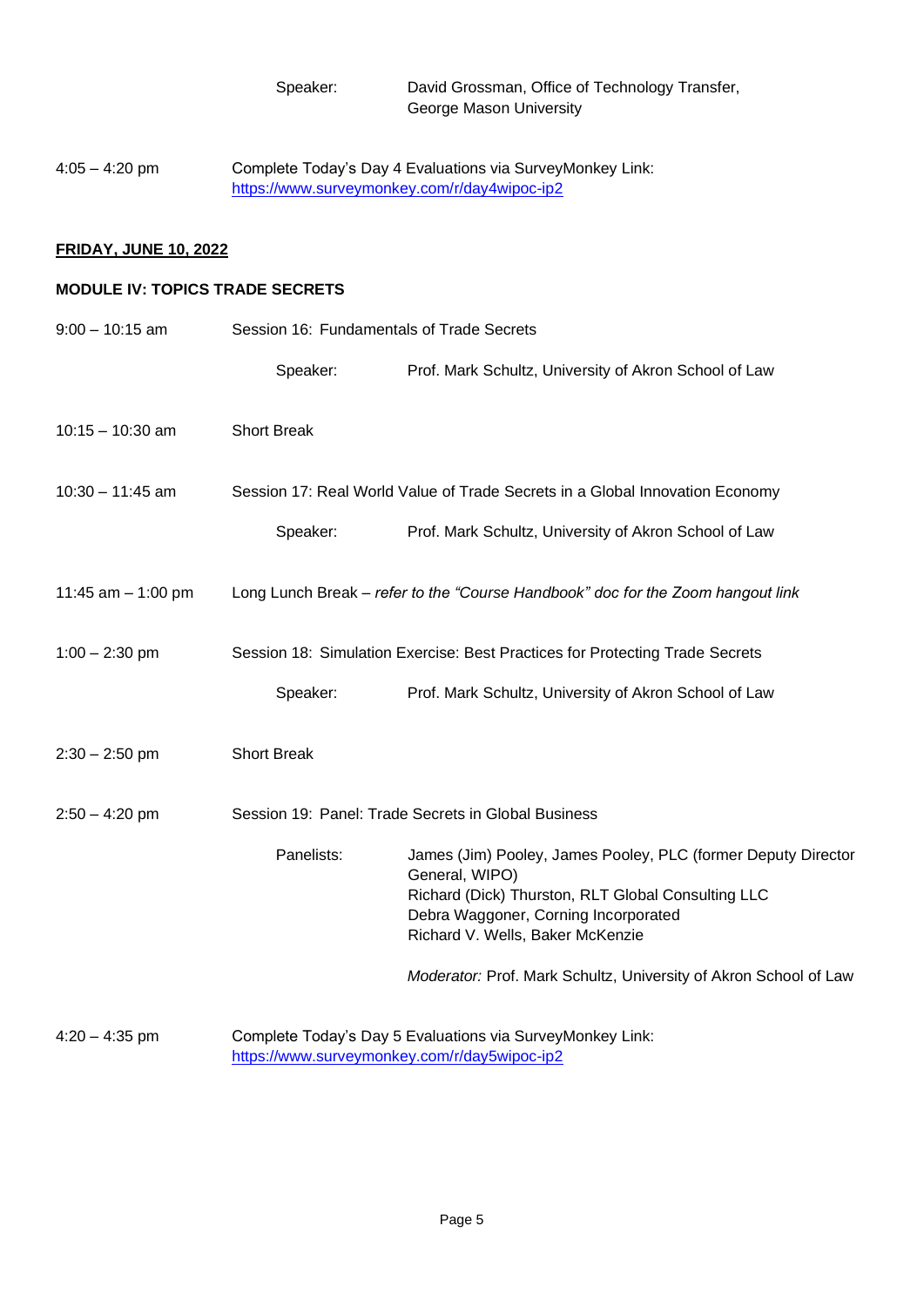Speaker: David Grossman, Office of Technology Transfer, George Mason University

4:05 – 4:20 pm — Complete Today's Day 4 Evaluations via SurveyMonkey Link: https://www.surveymonkey.com/r/day4wipoc-ip2

**FRIDAY, JUNE 10, 2022**

**MODULE IV: TOPICS TRADE SECRETS**

9:00 – 10:15 am — Session 16: Fundamentals of Trade Secrets

Speaker: Prof. Mark Schultz, University of Akron School of Law

10:15 – 10:30 am — Short Break

10:30 – 11:45 am — Session 17: Real World Value of Trade Secrets in a Global Innovation Economy

Speaker: Prof. Mark Schultz, University of Akron School of Law

11:45 am – 1:00 pm — Long Lunch Break – *refer to the "Course Handbook" doc for the Zoom hangout link*

1:00 – 2:30 pm — Session 18: Simulation Exercise: Best Practices for Protecting Trade Secrets

Speaker: Prof. Mark Schultz, University of Akron School of Law

2:30 – 2:50 pm — Short Break

2:50 – 4:20 pm — Session 19: Panel: Trade Secrets in Global Business

Panelists:
James (Jim) Pooley, James Pooley, PLC (former Deputy Director General, WIPO)
Richard (Dick) Thurston, RLT Global Consulting LLC
Debra Waggoner, Corning Incorporated
Richard V. Wells, Baker McKenzie

*Moderator:* Prof. Mark Schultz, University of Akron School of Law

4:20 – 4:35 pm — Complete Today's Day 5 Evaluations via SurveyMonkey Link: https://www.surveymonkey.com/r/day5wipoc-ip2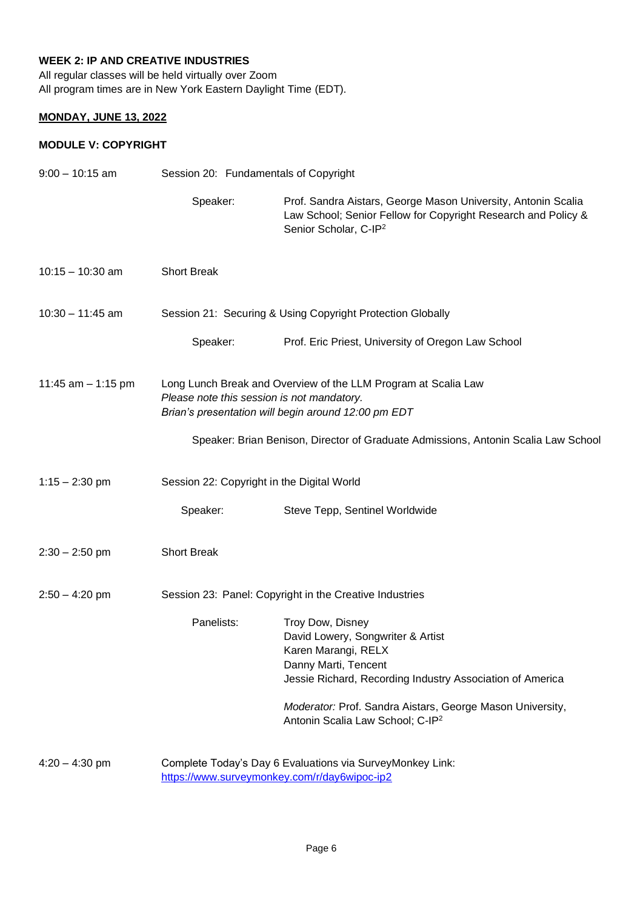**WEEK 2: IP AND CREATIVE INDUSTRIES**

All regular classes will be held virtually over Zoom
All program times are in New York Eastern Daylight Time (EDT).

**MONDAY, JUNE 13, 2022**

**MODULE V: COPYRIGHT**

9:00 – 10:15 am — Session 20: Fundamentals of Copyright

Speaker: Prof. Sandra Aistars, George Mason University, Antonin Scalia Law School; Senior Fellow for Copyright Research and Policy & Senior Scholar, C-IP[2]

10:15 – 10:30 am — Short Break

10:30 – 11:45 am — Session 21: Securing & Using Copyright Protection Globally

Speaker: Prof. Eric Priest, University of Oregon Law School

11:45 am – 1:15 pm — Long Lunch Break and Overview of the LLM Program at Scalia Law

*Please note this session is not mandatory.*
*Brian's presentation will begin around 12:00 pm EDT*

Speaker: Brian Benison, Director of Graduate Admissions, Antonin Scalia Law School

1:15 – 2:30 pm — Session 22: Copyright in the Digital World

Speaker: Steve Tepp, Sentinel Worldwide

2:30 – 2:50 pm — Short Break

2:50 – 4:20 pm — Session 23: Panel: Copyright in the Creative Industries

Panelists:
- Troy Dow, Disney
- David Lowery, Songwriter & Artist
- Karen Marangi, RELX
- Danny Marti, Tencent
- Jessie Richard, Recording Industry Association of America

*Moderator:* Prof. Sandra Aistars, George Mason University, Antonin Scalia Law School; C-IP[2]

4:20 – 4:30 pm — Complete Today's Day 6 Evaluations via SurveyMonkey Link: https://www.surveymonkey.com/r/day6wipoc-ip2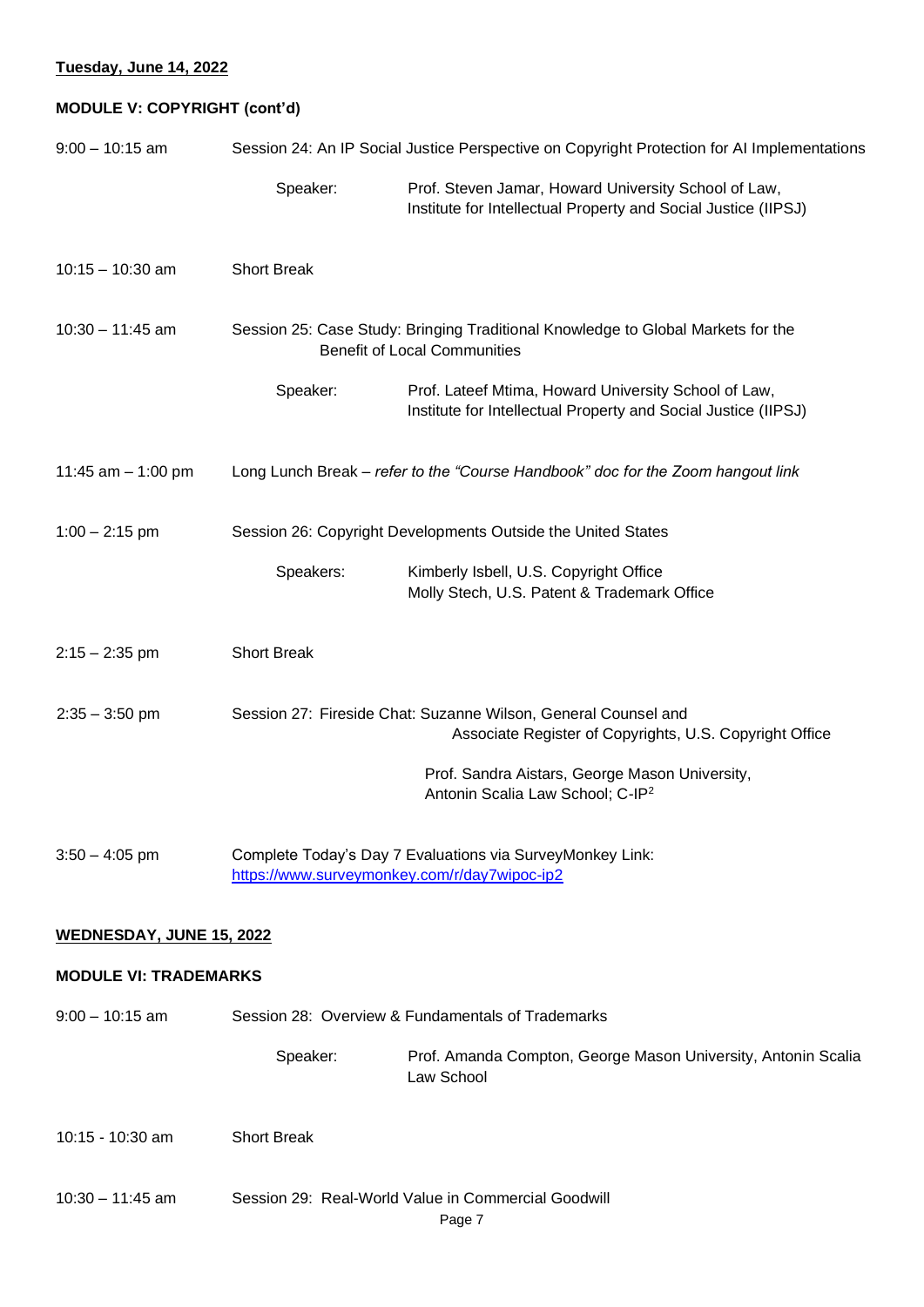**Tuesday, June 14, 2022**

**MODULE V: COPYRIGHT (cont'd)**

| | | |
|---|---|---|
| 9:00 – 10:15 am | Session 24: An IP Social Justice Perspective on Copyright Protection for AI Implementations | |
| | Speaker: | Prof. Steven Jamar, Howard University School of Law, Institute for Intellectual Property and Social Justice (IIPSJ) |
| 10:15 – 10:30 am | Short Break | |
| 10:30 – 11:45 am | Session 25: Case Study: Bringing Traditional Knowledge to Global Markets for the Benefit of Local Communities | |
| | Speaker: | Prof. Lateef Mtima, Howard University School of Law, Institute for Intellectual Property and Social Justice (IIPSJ) |
| 11:45 am – 1:00 pm | Long Lunch Break – *refer to the "Course Handbook" doc for the Zoom hangout link* | |
| 1:00 – 2:15 pm | Session 26: Copyright Developments Outside the United States | |
| | Speakers: | Kimberly Isbell, U.S. Copyright Office<br>Molly Stech, U.S. Patent & Trademark Office |
| 2:15 – 2:35 pm | Short Break | |
| 2:35 – 3:50 pm | Session 27: Fireside Chat: Suzanne Wilson, General Counsel and Associate Register of Copyrights, U.S. Copyright Office<br><br>Prof. Sandra Aistars, George Mason University, Antonin Scalia Law School; C-IP[2] | |
| 3:50 – 4:05 pm | Complete Today's Day 7 Evaluations via SurveyMonkey Link: https://www.surveymonkey.com/r/day7wipoc-ip2 | |

**WEDNESDAY, JUNE 15, 2022**

**MODULE VI: TRADEMARKS**

| | | |
|---|---|---|
| 9:00 – 10:15 am | Session 28: Overview & Fundamentals of Trademarks | |
| | Speaker: | Prof. Amanda Compton, George Mason University, Antonin Scalia Law School |
| 10:15 - 10:30 am | Short Break | |
| 10:30 – 11:45 am | Session 29: Real-World Value in Commercial Goodwill | |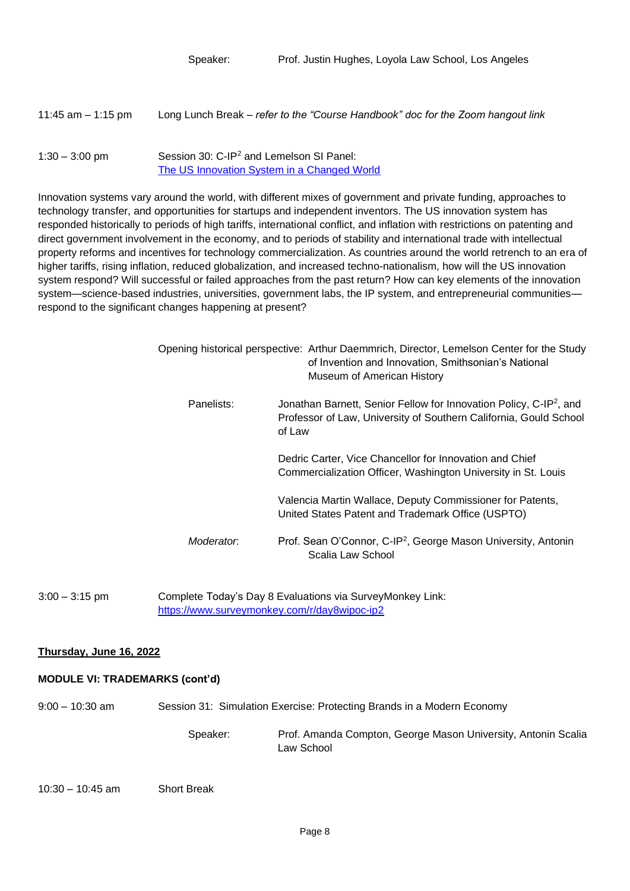Speaker: Prof. Justin Hughes, Loyola Law School, Los Angeles

11:45 am – 1:15 pm Long Lunch Break – *refer to the "Course Handbook" doc for the Zoom hangout link*

1:30 – 3:00 pm Session 30: C-IP$^2$ and Lemelson SI Panel:
[The US Innovation System in a Changed World]

Innovation systems vary around the world, with different mixes of government and private funding, approaches to technology transfer, and opportunities for startups and independent inventors. The US innovation system has responded historically to periods of high tariffs, international conflict, and inflation with restrictions on patenting and direct government involvement in the economy, and to periods of stability and international trade with intellectual property reforms and incentives for technology commercialization. As countries around the world retrench to an era of higher tariffs, rising inflation, reduced globalization, and increased techno-nationalism, how will the US innovation system respond? Will successful or failed approaches from the past return? How can key elements of the innovation system—science-based industries, universities, government labs, the IP system, and entrepreneurial communities—respond to the significant changes happening at present?

Opening historical perspective: Arthur Daemmrich, Director, Lemelson Center for the Study of Invention and Innovation, Smithsonian's National Museum of American History

Panelists: Jonathan Barnett, Senior Fellow for Innovation Policy, C-IP$^2$, and Professor of Law, University of Southern California, Gould School of Law

Dedric Carter, Vice Chancellor for Innovation and Chief Commercialization Officer, Washington University in St. Louis

Valencia Martin Wallace, Deputy Commissioner for Patents, United States Patent and Trademark Office (USPTO)

*Moderator*: Prof. Sean O'Connor, C-IP$^2$, George Mason University, Antonin Scalia Law School

3:00 – 3:15 pm Complete Today's Day 8 Evaluations via SurveyMonkey Link:
https://www.surveymonkey.com/r/day8wipoc-ip2

**Thursday, June 16, 2022**

**MODULE VI: TRADEMARKS (cont'd)**

9:00 – 10:30 am Session 31: Simulation Exercise: Protecting Brands in a Modern Economy

Speaker: Prof. Amanda Compton, George Mason University, Antonin Scalia Law School

10:30 – 10:45 am Short Break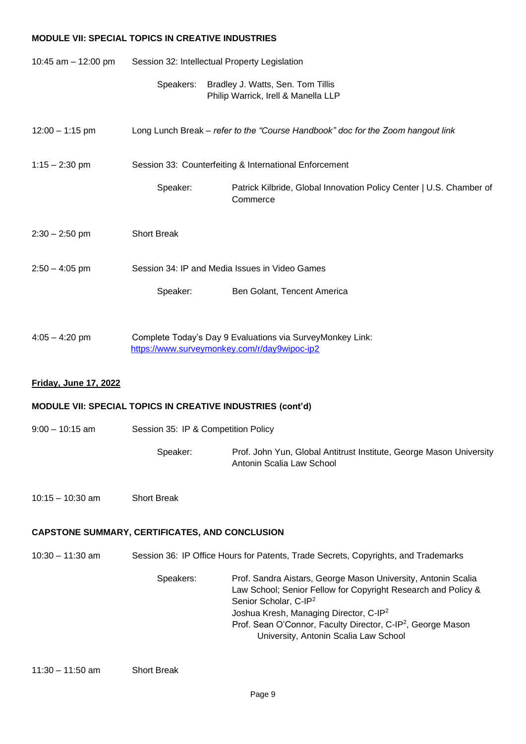**MODULE VII: SPECIAL TOPICS IN CREATIVE INDUSTRIES**

| | |
|---|---|
| 10:45 am – 12:00 pm | Session 32: Intellectual Property Legislation<br>Speakers: Bradley J. Watts, Sen. Tom Tillis<br>Philip Warrick, Irell & Manella LLP |
| 12:00 – 1:15 pm | Long Lunch Break – *refer to the "Course Handbook" doc for the Zoom hangout link* |
| 1:15 – 2:30 pm | Session 33: Counterfeiting & International Enforcement<br>Speaker: Patrick Kilbride, Global Innovation Policy Center \| U.S. Chamber of Commerce |
| 2:30 – 2:50 pm | Short Break |
| 2:50 – 4:05 pm | Session 34: IP and Media Issues in Video Games<br>Speaker: Ben Golant, Tencent America |
| 4:05 – 4:20 pm | Complete Today's Day 9 Evaluations via SurveyMonkey Link:<br>https://www.surveymonkey.com/r/day9wipoc-ip2 |

**Friday, June 17, 2022**

**MODULE VII: SPECIAL TOPICS IN CREATIVE INDUSTRIES (cont'd)**

| | |
|---|---|
| 9:00 – 10:15 am | Session 35: IP & Competition Policy<br>Speaker: Prof. John Yun, Global Antitrust Institute, George Mason University Antonin Scalia Law School |
| 10:15 – 10:30 am | Short Break |

**CAPSTONE SUMMARY, CERTIFICATES, AND CONCLUSION**

| | |
|---|---|
| 10:30 – 11:30 am | Session 36: IP Office Hours for Patents, Trade Secrets, Copyrights, and Trademarks<br>Speakers: Prof. Sandra Aistars, George Mason University, Antonin Scalia Law School; Senior Fellow for Copyright Research and Policy & Senior Scholar, C-IP[2]<br>Joshua Kresh, Managing Director, C-IP[2]<br>Prof. Sean O'Connor, Faculty Director, C-IP[2], George Mason University, Antonin Scalia Law School |
| 11:30 – 11:50 am | Short Break |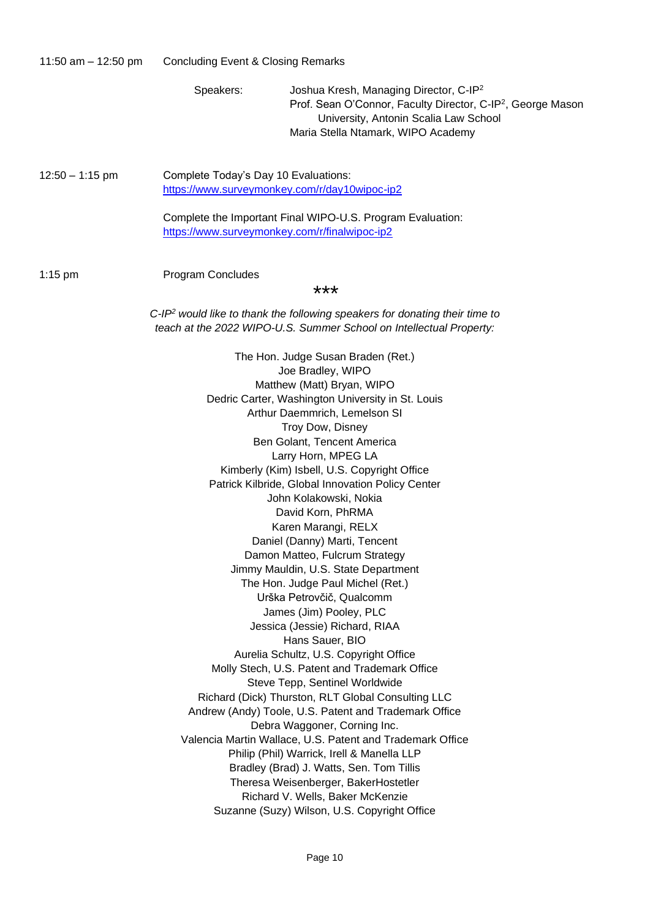11:50 am – 12:50 pm Concluding Event & Closing Remarks

Speakers:

- Joshua Kresh, Managing Director, C-IP$^2$
- Prof. Sean O'Connor, Faculty Director, C-IP$^2$, George Mason University, Antonin Scalia Law School
- Maria Stella Ntamark, WIPO Academy

12:50 – 1:15 pm Complete Today's Day 10 Evaluations: https://www.surveymonkey.com/r/day10wipoc-ip2

Complete the Important Final WIPO-U.S. Program Evaluation: https://www.surveymonkey.com/r/finalwipoc-ip2

1:15 pm Program Concludes

***

*C-IP$^2$ would like to thank the following speakers for donating their time to teach at the 2022 WIPO-U.S. Summer School on Intellectual Property:*

The Hon. Judge Susan Braden (Ret.)
Joe Bradley, WIPO
Matthew (Matt) Bryan, WIPO
Dedric Carter, Washington University in St. Louis
Arthur Daemmrich, Lemelson SI
Troy Dow, Disney
Ben Golant, Tencent America
Larry Horn, MPEG LA
Kimberly (Kim) Isbell, U.S. Copyright Office
Patrick Kilbride, Global Innovation Policy Center
John Kolakowski, Nokia
David Korn, PhRMA
Karen Marangi, RELX
Daniel (Danny) Marti, Tencent
Damon Matteo, Fulcrum Strategy
Jimmy Mauldin, U.S. State Department
The Hon. Judge Paul Michel (Ret.)
Urška Petrovčič, Qualcomm
James (Jim) Pooley, PLC
Jessica (Jessie) Richard, RIAA
Hans Sauer, BIO
Aurelia Schultz, U.S. Copyright Office
Molly Stech, U.S. Patent and Trademark Office
Steve Tepp, Sentinel Worldwide
Richard (Dick) Thurston, RLT Global Consulting LLC
Andrew (Andy) Toole, U.S. Patent and Trademark Office
Debra Waggoner, Corning Inc.
Valencia Martin Wallace, U.S. Patent and Trademark Office
Philip (Phil) Warrick, Irell & Manella LLP
Bradley (Brad) J. Watts, Sen. Tom Tillis
Theresa Weisenberger, BakerHostetler
Richard V. Wells, Baker McKenzie
Suzanne (Suzy) Wilson, U.S. Copyright Office